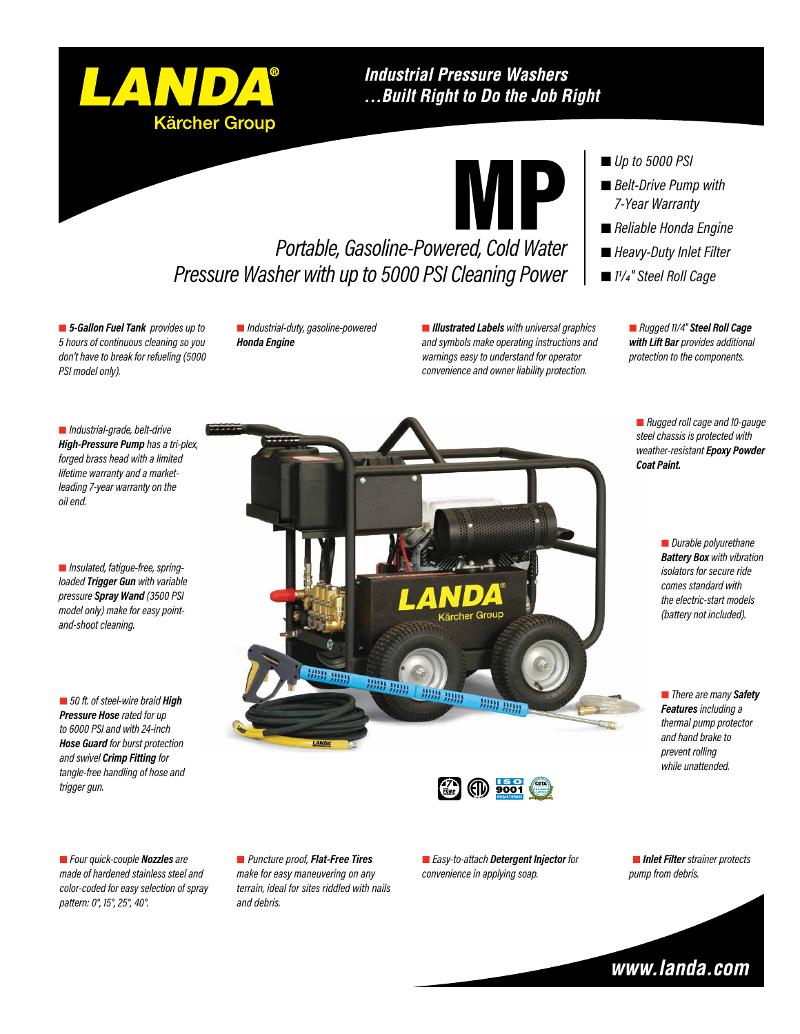# LANDA®

Kärcher Group

## Industrial Pressure Washers …Built Right to Do the Job Right

# MP

## Portable, Gasoline-Powered, Cold Water Pressure Washer with up to 5000 PSI Cleaning Power

- *Up to 5000 PSI*
- *Belt-Drive Pump with 7-Year Warranty*
- *Reliable Honda Engine*
- *Heavy-Duty Inlet Filter*
- *1¼" Steel Roll Cage*

- ***5-Gallon Fuel Tank*** *provides up to 5 hours of continuous cleaning so you don't have to break for refueling (5000 PSI model only).*
- *Industrial-duty, gasoline-powered **Honda Engine***
- ***Illustrated Labels*** *with universal graphics and symbols make operating instructions and warnings easy to understand for operator convenience and owner liability protection.*
- *Rugged 1¼" **Steel Roll Cage with Lift Bar** provides additional protection to the components.*
- *Industrial-grade, belt-drive **High-Pressure Pump** has a tri-plex, forged brass head with a limited lifetime warranty and a market-leading 7-year warranty on the oil end.*
- *Rugged roll cage and 10-gauge steel chassis is protected with weather-resistant **Epoxy Powder Coat Paint.***
- *Insulated, fatigue-free, spring-loaded **Trigger Gun** with variable pressure **Spray Wand** (3500 PSI model only) make for easy point-and-shoot cleaning.*
- *Durable polyurethane **Battery Box** with vibration isolators for secure ride comes standard with the electric-start models (battery not included).*
- *50 ft. of steel-wire braid **High Pressure Hose** rated for up to 6000 PSI and with 24-inch **Hose Guard** for burst protection and swivel **Crimp Fitting** for tangle-free handling of hose and trigger gun.*
- *There are many **Safety Features** including a thermal pump protector and hand brake to prevent rolling while unattended.*
- *Four quick-couple **Nozzles** are made of hardened stainless steel and color-coded for easy selection of spray pattern: 0°, 15°, 25°, 40°.*
- *Puncture proof, **Flat-Free Tires** make for easy maneuvering on any terrain, ideal for sites riddled with nails and debris.*
- *Easy-to-attach **Detergent Injector** for convenience in applying soap.*
- ***Inlet Filter*** *strainer protects pump from debris.*

**www.landa.com**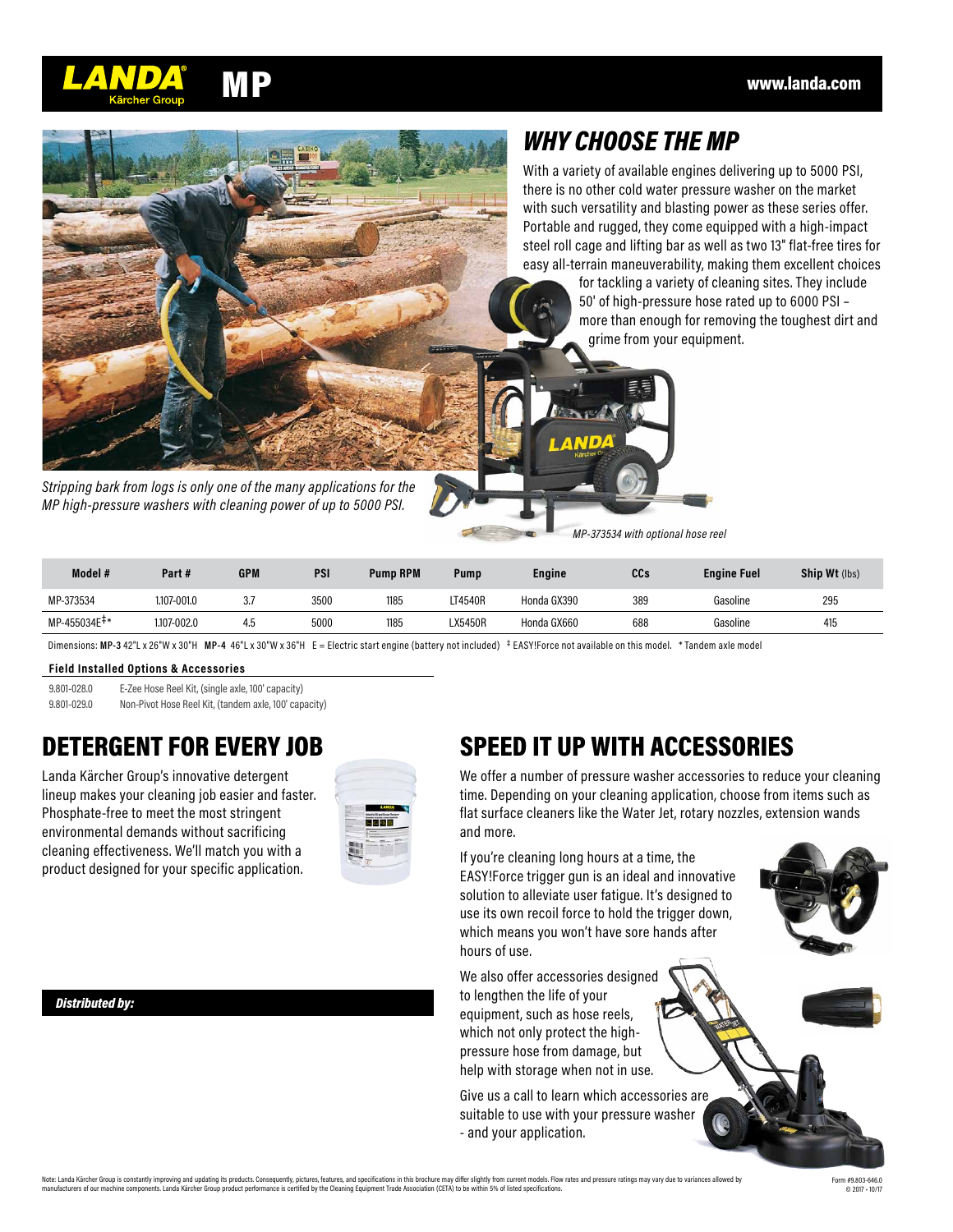# LANDA MP

www.landa.com

## WHY CHOOSE THE MP

With a variety of available engines delivering up to 5000 PSI, there is no other cold water pressure washer on the market with such versatility and blasting power as these series offer. Portable and rugged, they come equipped with a high-impact steel roll cage and lifting bar as well as two 13" flat-free tires for easy all-terrain maneuverability, making them excellent choices for tackling a variety of cleaning sites. They include 50' of high-pressure hose rated up to 6000 PSI – more than enough for removing the toughest dirt and grime from your equipment.

*Stripping bark from logs is only one of the many applications for the MP high-pressure washers with cleaning power of up to 5000 PSI.*

*MP-373534 with optional hose reel*

| Model # | Part # | GPM | PSI | Pump RPM | Pump | Engine | CCs | Engine Fuel | Ship Wt (lbs) |
|---|---|---|---|---|---|---|---|---|---|
| MP-373534 | 1.107-001.0 | 3.7 | 3500 | 1185 | LT4540R | Honda GX390 | 389 | Gasoline | 295 |
| MP-455034E‡* | 1.107-002.0 | 4.5 | 5000 | 1185 | LX5450R | Honda GX660 | 688 | Gasoline | 415 |

Dimensions: **MP-3** 42"L x 26"W x 30"H **MP-4** 46"L x 30"W x 36"H E = Electric start engine (battery not included) ‡ EASY!Force not available on this model. * Tandem axle model

**Field Installed Options & Accessories**

| | |
|---|---|
| 9.801-028.0 | E-Zee Hose Reel Kit, (single axle, 100' capacity) |
| 9.801-029.0 | Non-Pivot Hose Reel Kit, (tandem axle, 100' capacity) |

## DETERGENT FOR EVERY JOB

Landa Kärcher Group's innovative detergent lineup makes your cleaning job easier and faster. Phosphate-free to meet the most stringent environmental demands without sacrificing cleaning effectiveness. We'll match you with a product designed for your specific application.

***Distributed by:***

## SPEED IT UP WITH ACCESSORIES

We offer a number of pressure washer accessories to reduce your cleaning time. Depending on your cleaning application, choose from items such as flat surface cleaners like the Water Jet, rotary nozzles, extension wands and more.

If you're cleaning long hours at a time, the EASY!Force trigger gun is an ideal and innovative solution to alleviate user fatigue. It's designed to use its own recoil force to hold the trigger down, which means you won't have sore hands after hours of use.

We also offer accessories designed to lengthen the life of your equipment, such as hose reels, which not only protect the high-pressure hose from damage, but help with storage when not in use.

Give us a call to learn which accessories are suitable to use with your pressure washer - and your application.

Note: Landa Kärcher Group is constantly improving and updating its products. Consequently, pictures, features, and specifications in this brochure may differ slightly from current models. Flow rates and pressure ratings may vary due to variances allowed by manufacturers of our machine components. Landa Kärcher Group product performance is certified by the Cleaning Equipment Trade Association (CETA) to be within 5% of listed specifications.

Form #9.803-646.0
© 2017 - 10/17